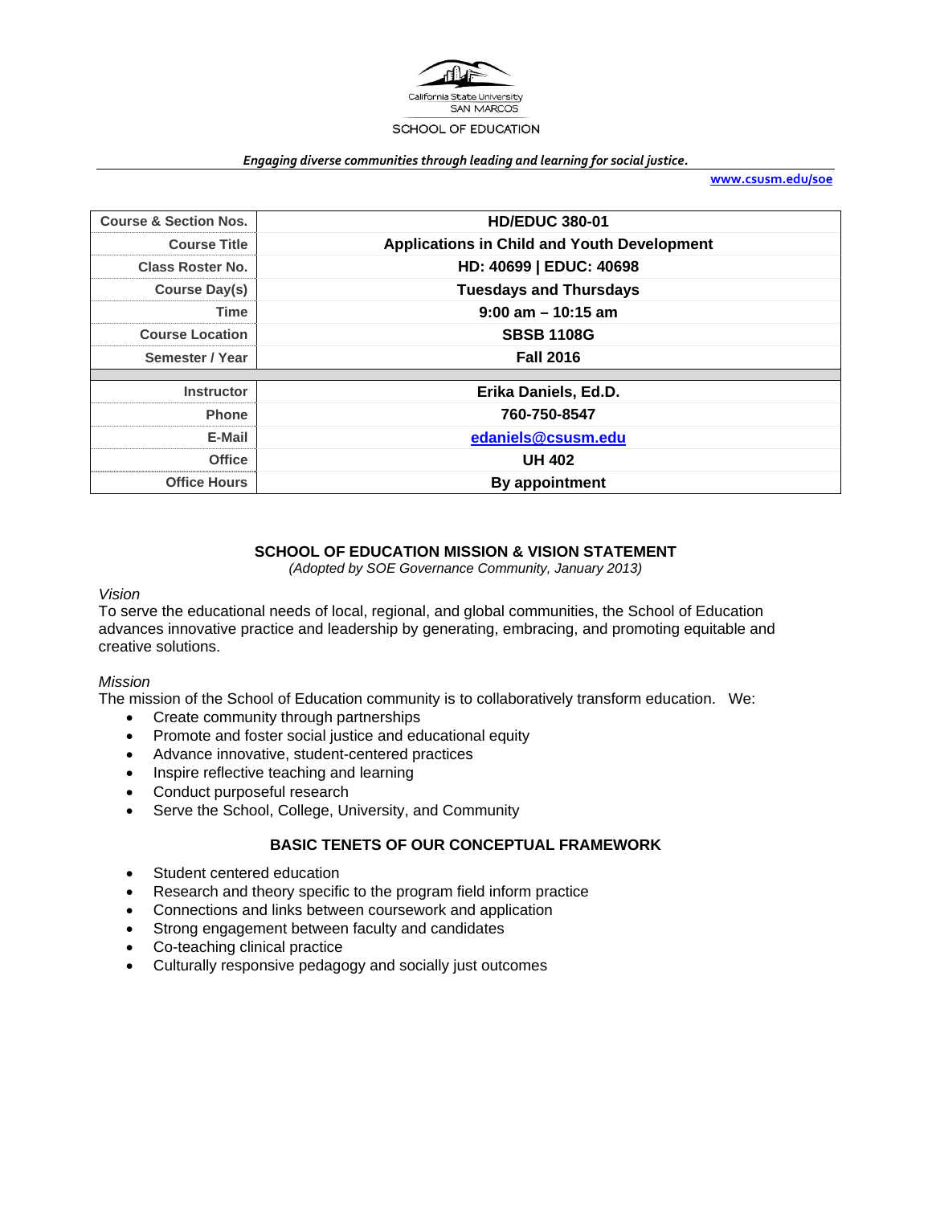California State University
SAN MARCOS
SCHOOL OF EDUCATION

*Engaging diverse communities through leading and learning for social justice.*

www.csusm.edu/soe

| Course & Section Nos. | HD/EDUC 380-01 |
|---|---|
| Course Title | Applications in Child and Youth Development |
| Class Roster No. | HD: 40699 \| EDUC: 40698 |
| Course Day(s) | Tuesdays and Thursdays |
| Time | 9:00 am – 10:15 am |
| Course Location | SBSB 1108G |
| Semester / Year | Fall 2016 |
| | |
| Instructor | Erika Daniels, Ed.D. |
| Phone | 760-750-8547 |
| E-Mail | edaniels@csusm.edu |
| Office | UH 402 |
| Office Hours | By appointment |

## SCHOOL OF EDUCATION MISSION & VISION STATEMENT

*(Adopted by SOE Governance Community, January 2013)*

*Vision*

To serve the educational needs of local, regional, and global communities, the School of Education advances innovative practice and leadership by generating, embracing, and promoting equitable and creative solutions.

*Mission*

The mission of the School of Education community is to collaboratively transform education. We:

- Create community through partnerships
- Promote and foster social justice and educational equity
- Advance innovative, student-centered practices
- Inspire reflective teaching and learning
- Conduct purposeful research
- Serve the School, College, University, and Community

## BASIC TENETS OF OUR CONCEPTUAL FRAMEWORK

- Student centered education
- Research and theory specific to the program field inform practice
- Connections and links between coursework and application
- Strong engagement between faculty and candidates
- Co-teaching clinical practice
- Culturally responsive pedagogy and socially just outcomes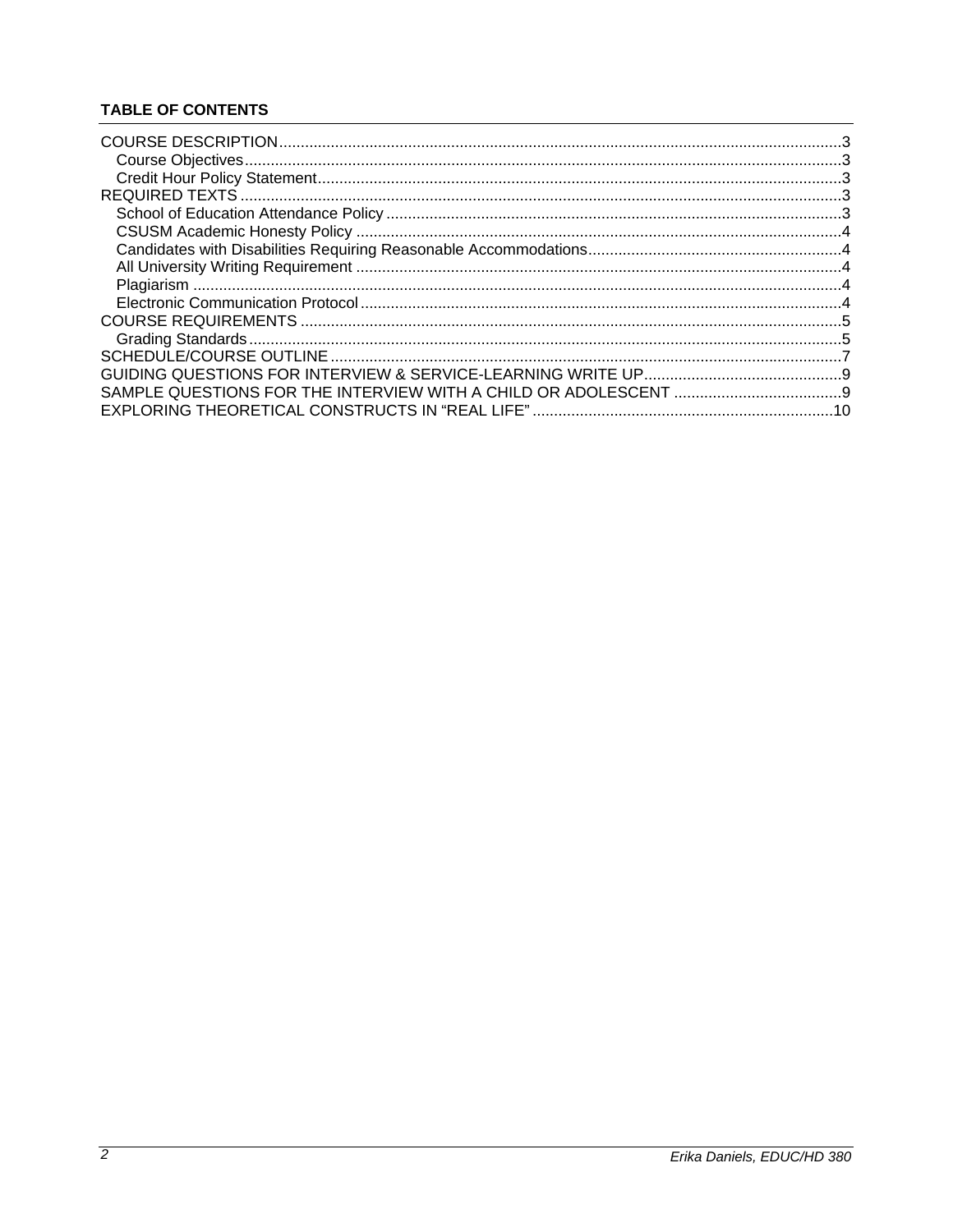### TABLE OF CONTENTS

- COURSE DESCRIPTION ... 3
  - Course Objectives ... 3
  - Credit Hour Policy Statement ... 3
- REQUIRED TEXTS ... 3
  - School of Education Attendance Policy ... 3
  - CSUSM Academic Honesty Policy ... 4
  - Candidates with Disabilities Requiring Reasonable Accommodations ... 4
  - All University Writing Requirement ... 4
  - Plagiarism ... 4
  - Electronic Communication Protocol ... 4
- COURSE REQUIREMENTS ... 5
  - Grading Standards ... 5
- SCHEDULE/COURSE OUTLINE ... 7
- GUIDING QUESTIONS FOR INTERVIEW & SERVICE-LEARNING WRITE UP ... 9
- SAMPLE QUESTIONS FOR THE INTERVIEW WITH A CHILD OR ADOLESCENT ... 9
- EXPLORING THEORETICAL CONSTRUCTS IN “REAL LIFE” ... 10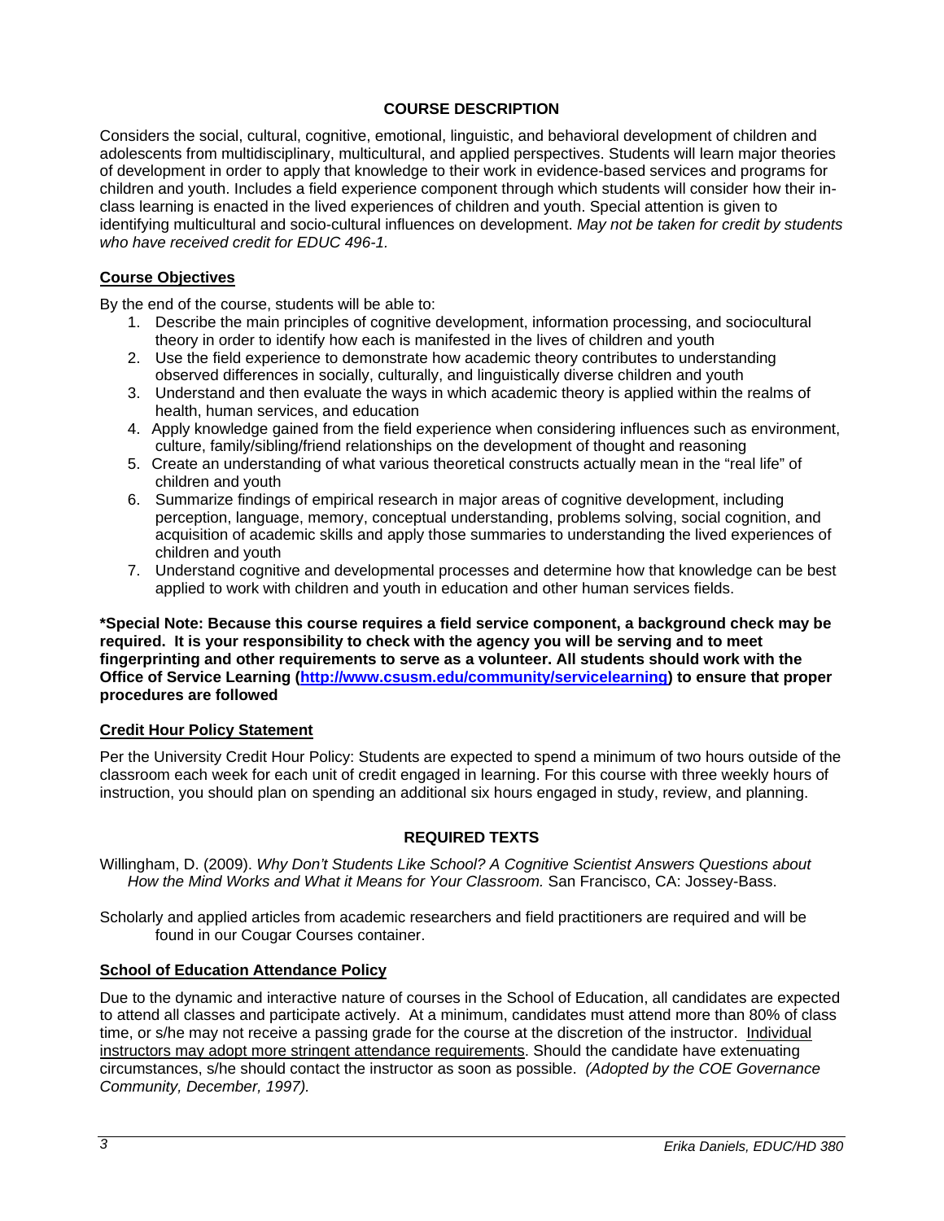## COURSE DESCRIPTION

Considers the social, cultural, cognitive, emotional, linguistic, and behavioral development of children and adolescents from multidisciplinary, multicultural, and applied perspectives. Students will learn major theories of development in order to apply that knowledge to their work in evidence-based services and programs for children and youth. Includes a field experience component through which students will consider how their in-class learning is enacted in the lived experiences of children and youth. Special attention is given to identifying multicultural and socio-cultural influences on development. *May not be taken for credit by students who have received credit for EDUC 496-1.*

### Course Objectives

By the end of the course, students will be able to:

1. Describe the main principles of cognitive development, information processing, and sociocultural theory in order to identify how each is manifested in the lives of children and youth
2. Use the field experience to demonstrate how academic theory contributes to understanding observed differences in socially, culturally, and linguistically diverse children and youth
3. Understand and then evaluate the ways in which academic theory is applied within the realms of health, human services, and education
4. Apply knowledge gained from the field experience when considering influences such as environment, culture, family/sibling/friend relationships on the development of thought and reasoning
5. Create an understanding of what various theoretical constructs actually mean in the "real life" of children and youth
6. Summarize findings of empirical research in major areas of cognitive development, including perception, language, memory, conceptual understanding, problems solving, social cognition, and acquisition of academic skills and apply those summaries to understanding the lived experiences of children and youth
7. Understand cognitive and developmental processes and determine how that knowledge can be best applied to work with children and youth in education and other human services fields.

**\*Special Note: Because this course requires a field service component, a background check may be required. It is your responsibility to check with the agency you will be serving and to meet fingerprinting and other requirements to serve as a volunteer. All students should work with the Office of Service Learning ([http://www.csusm.edu/community/servicelearning](http://www.csusm.edu/community/servicelearning)) to ensure that proper procedures are followed**

### Credit Hour Policy Statement

Per the University Credit Hour Policy: Students are expected to spend a minimum of two hours outside of the classroom each week for each unit of credit engaged in learning. For this course with three weekly hours of instruction, you should plan on spending an additional six hours engaged in study, review, and planning.

## REQUIRED TEXTS

Willingham, D. (2009). *Why Don't Students Like School? A Cognitive Scientist Answers Questions about How the Mind Works and What it Means for Your Classroom.* San Francisco, CA: Jossey-Bass.

Scholarly and applied articles from academic researchers and field practitioners are required and will be found in our Cougar Courses container.

### School of Education Attendance Policy

Due to the dynamic and interactive nature of courses in the School of Education, all candidates are expected to attend all classes and participate actively. At a minimum, candidates must attend more than 80% of class time, or s/he may not receive a passing grade for the course at the discretion of the instructor. <u>Individual instructors may adopt more stringent attendance requirements</u>. Should the candidate have extenuating circumstances, s/he should contact the instructor as soon as possible. *(Adopted by the COE Governance Community, December, 1997).*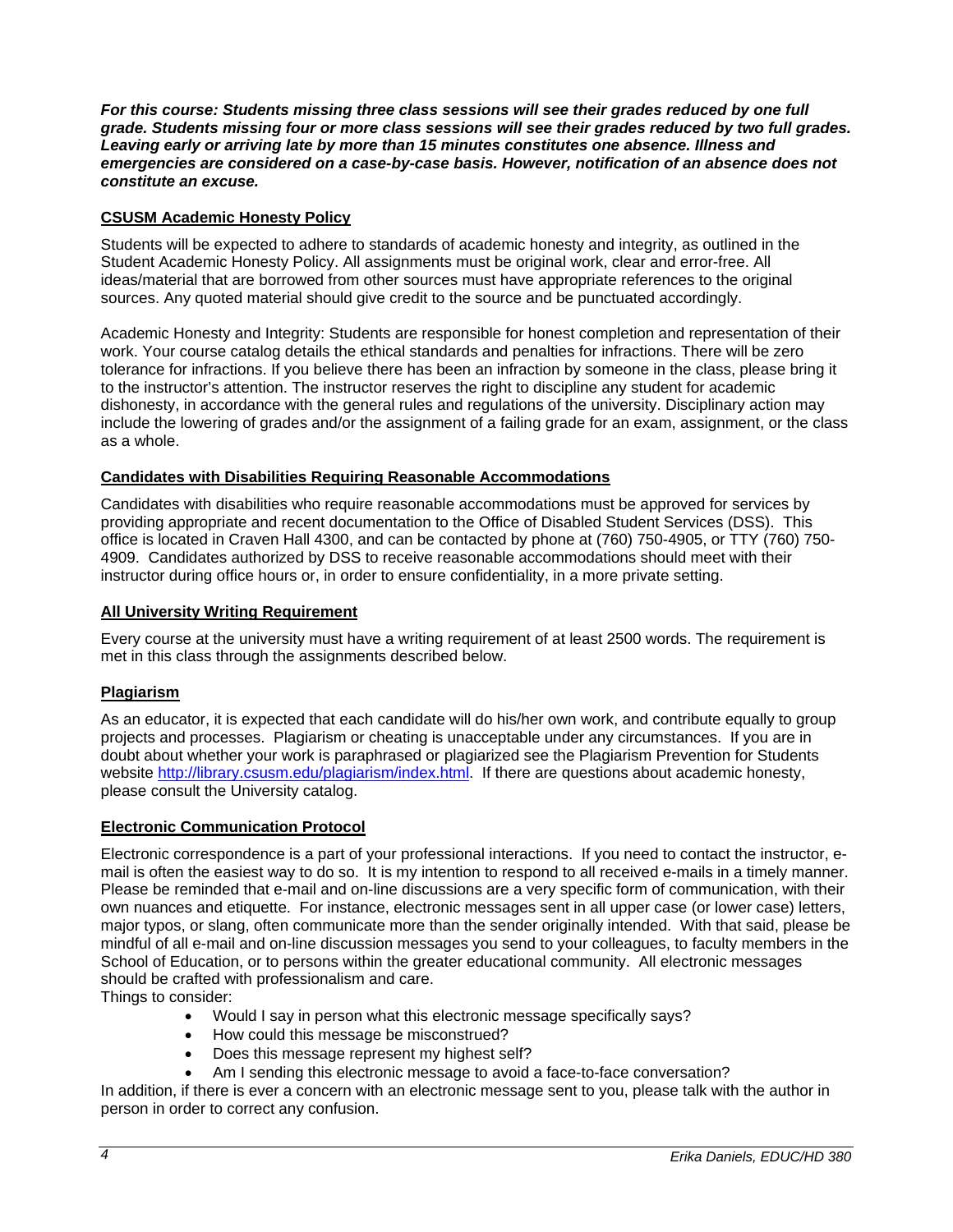***For this course: Students missing three class sessions will see their grades reduced by one full grade. Students missing four or more class sessions will see their grades reduced by two full grades. Leaving early or arriving late by more than 15 minutes constitutes one absence. Illness and emergencies are considered on a case-by-case basis. However, notification of an absence does not constitute an excuse.***

## CSUSM Academic Honesty Policy

Students will be expected to adhere to standards of academic honesty and integrity, as outlined in the Student Academic Honesty Policy. All assignments must be original work, clear and error-free. All ideas/material that are borrowed from other sources must have appropriate references to the original sources. Any quoted material should give credit to the source and be punctuated accordingly.

Academic Honesty and Integrity: Students are responsible for honest completion and representation of their work. Your course catalog details the ethical standards and penalties for infractions. There will be zero tolerance for infractions. If you believe there has been an infraction by someone in the class, please bring it to the instructor's attention. The instructor reserves the right to discipline any student for academic dishonesty, in accordance with the general rules and regulations of the university. Disciplinary action may include the lowering of grades and/or the assignment of a failing grade for an exam, assignment, or the class as a whole.

## Candidates with Disabilities Requiring Reasonable Accommodations

Candidates with disabilities who require reasonable accommodations must be approved for services by providing appropriate and recent documentation to the Office of Disabled Student Services (DSS). This office is located in Craven Hall 4300, and can be contacted by phone at (760) 750-4905, or TTY (760) 750-4909. Candidates authorized by DSS to receive reasonable accommodations should meet with their instructor during office hours or, in order to ensure confidentiality, in a more private setting.

## All University Writing Requirement

Every course at the university must have a writing requirement of at least 2500 words. The requirement is met in this class through the assignments described below.

## Plagiarism

As an educator, it is expected that each candidate will do his/her own work, and contribute equally to group projects and processes. Plagiarism or cheating is unacceptable under any circumstances. If you are in doubt about whether your work is paraphrased or plagiarized see the Plagiarism Prevention for Students website http://library.csusm.edu/plagiarism/index.html. If there are questions about academic honesty, please consult the University catalog.

## Electronic Communication Protocol

Electronic correspondence is a part of your professional interactions. If you need to contact the instructor, e-mail is often the easiest way to do so. It is my intention to respond to all received e-mails in a timely manner. Please be reminded that e-mail and on-line discussions are a very specific form of communication, with their own nuances and etiquette. For instance, electronic messages sent in all upper case (or lower case) letters, major typos, or slang, often communicate more than the sender originally intended. With that said, please be mindful of all e-mail and on-line discussion messages you send to your colleagues, to faculty members in the School of Education, or to persons within the greater educational community. All electronic messages should be crafted with professionalism and care.

Things to consider:

- Would I say in person what this electronic message specifically says?
- How could this message be misconstrued?
- Does this message represent my highest self?
- Am I sending this electronic message to avoid a face-to-face conversation?

In addition, if there is ever a concern with an electronic message sent to you, please talk with the author in person in order to correct any confusion.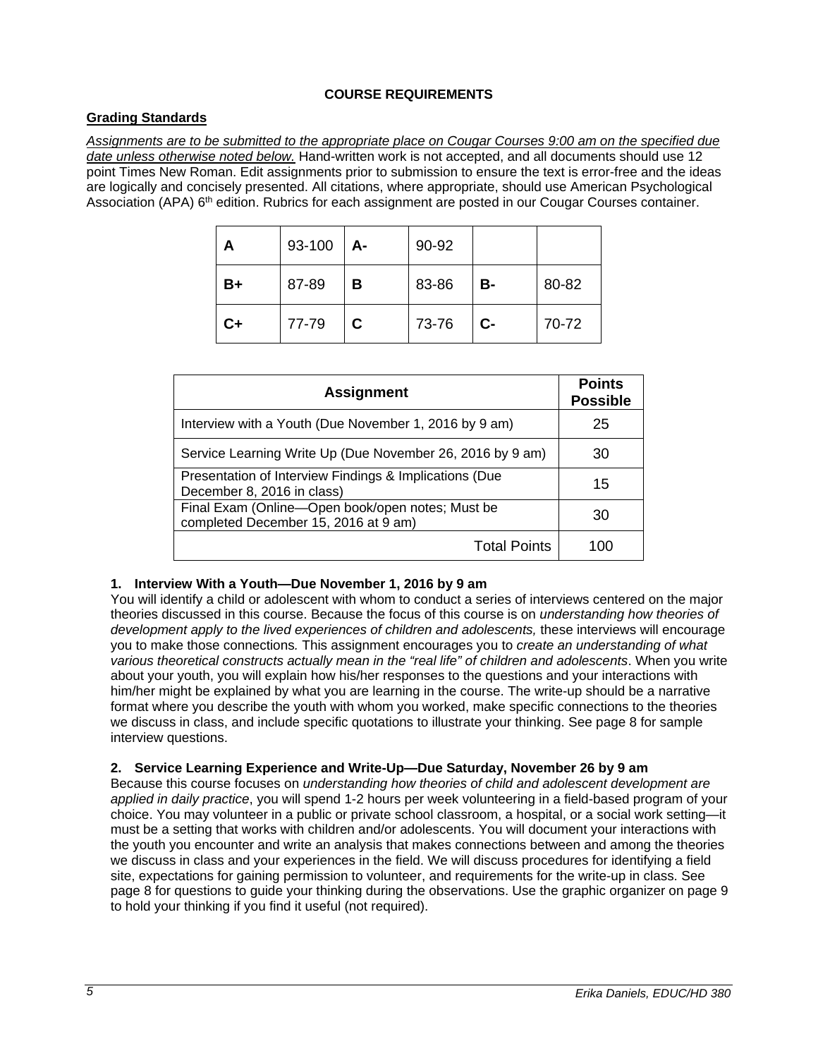## COURSE REQUIREMENTS

### Grading Standards

*Assignments are to be submitted to the appropriate place on Cougar Courses 9:00 am on the specified due date unless otherwise noted below.* Hand-written work is not accepted, and all documents should use 12 point Times New Roman. Edit assignments prior to submission to ensure the text is error-free and the ideas are logically and concisely presented. All citations, where appropriate, should use American Psychological Association (APA) 6th edition. Rubrics for each assignment are posted in our Cougar Courses container.

| **A** | 93-100 | **A-** | 90-92 | | |
|---|---|---|---|---|---|
| **B+** | 87-89 | **B** | 83-86 | **B-** | 80-82 |
| **C+** | 77-79 | **C** | 73-76 | **C-** | 70-72 |

| **Assignment** | **Points Possible** |
|---|---|
| Interview with a Youth (Due November 1, 2016 by 9 am) | 25 |
| Service Learning Write Up (Due November 26, 2016 by 9 am) | 30 |
| Presentation of Interview Findings & Implications (Due December 8, 2016 in class) | 15 |
| Final Exam (Online—Open book/open notes; Must be completed December 15, 2016 at 9 am) | 30 |
| Total Points | 100 |

**1. Interview With a Youth—Due November 1, 2016 by 9 am**

You will identify a child or adolescent with whom to conduct a series of interviews centered on the major theories discussed in this course. Because the focus of this course is on *understanding how theories of development apply to the lived experiences of children and adolescents,* these interviews will encourage you to make those connections*.* This assignment encourages you to *create an understanding of what various theoretical constructs actually mean in the "real life" of children and adolescents*. When you write about your youth, you will explain how his/her responses to the questions and your interactions with him/her might be explained by what you are learning in the course. The write-up should be a narrative format where you describe the youth with whom you worked, make specific connections to the theories we discuss in class, and include specific quotations to illustrate your thinking. See page 8 for sample interview questions.

**2. Service Learning Experience and Write-Up—Due Saturday, November 26 by 9 am**

Because this course focuses on *understanding how theories of child and adolescent development are applied in daily practice*, you will spend 1-2 hours per week volunteering in a field-based program of your choice. You may volunteer in a public or private school classroom, a hospital, or a social work setting—it must be a setting that works with children and/or adolescents. You will document your interactions with the youth you encounter and write an analysis that makes connections between and among the theories we discuss in class and your experiences in the field. We will discuss procedures for identifying a field site, expectations for gaining permission to volunteer, and requirements for the write-up in class. See page 8 for questions to guide your thinking during the observations. Use the graphic organizer on page 9 to hold your thinking if you find it useful (not required).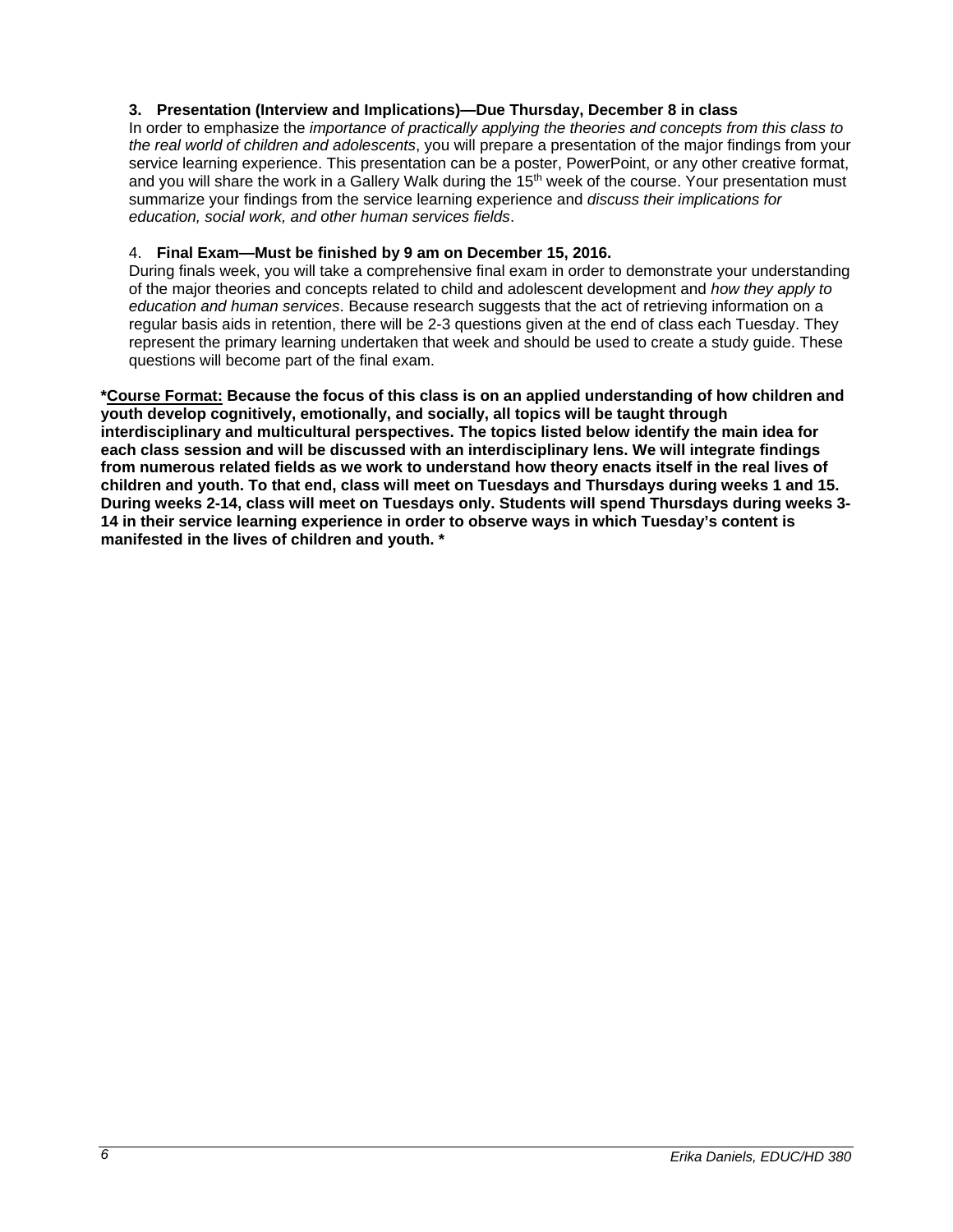3. **Presentation (Interview and Implications)—Due Thursday, December 8 in class**
   In order to emphasize the *importance of practically applying the theories and concepts from this class to the real world of children and adolescents*, you will prepare a presentation of the major findings from your service learning experience. This presentation can be a poster, PowerPoint, or any other creative format, and you will share the work in a Gallery Walk during the 15th week of the course. Your presentation must summarize your findings from the service learning experience and *discuss their implications for education, social work, and other human services fields*.

4. **Final Exam—Must be finished by 9 am on December 15, 2016.**
   During finals week, you will take a comprehensive final exam in order to demonstrate your understanding of the major theories and concepts related to child and adolescent development and *how they apply to education and human services*. Because research suggests that the act of retrieving information on a regular basis aids in retention, there will be 2-3 questions given at the end of class each Tuesday. They represent the primary learning undertaken that week and should be used to create a study guide. These questions will become part of the final exam.

**\*<u>Course Format:</u> Because the focus of this class is on an applied understanding of how children and youth develop cognitively, emotionally, and socially, all topics will be taught through interdisciplinary and multicultural perspectives. The topics listed below identify the main idea for each class session and will be discussed with an interdisciplinary lens. We will integrate findings from numerous related fields as we work to understand how theory enacts itself in the real lives of children and youth. To that end, class will meet on Tuesdays and Thursdays during weeks 1 and 15. During weeks 2-14, class will meet on Tuesdays only. Students will spend Thursdays during weeks 3-14 in their service learning experience in order to observe ways in which Tuesday's content is manifested in the lives of children and youth. \***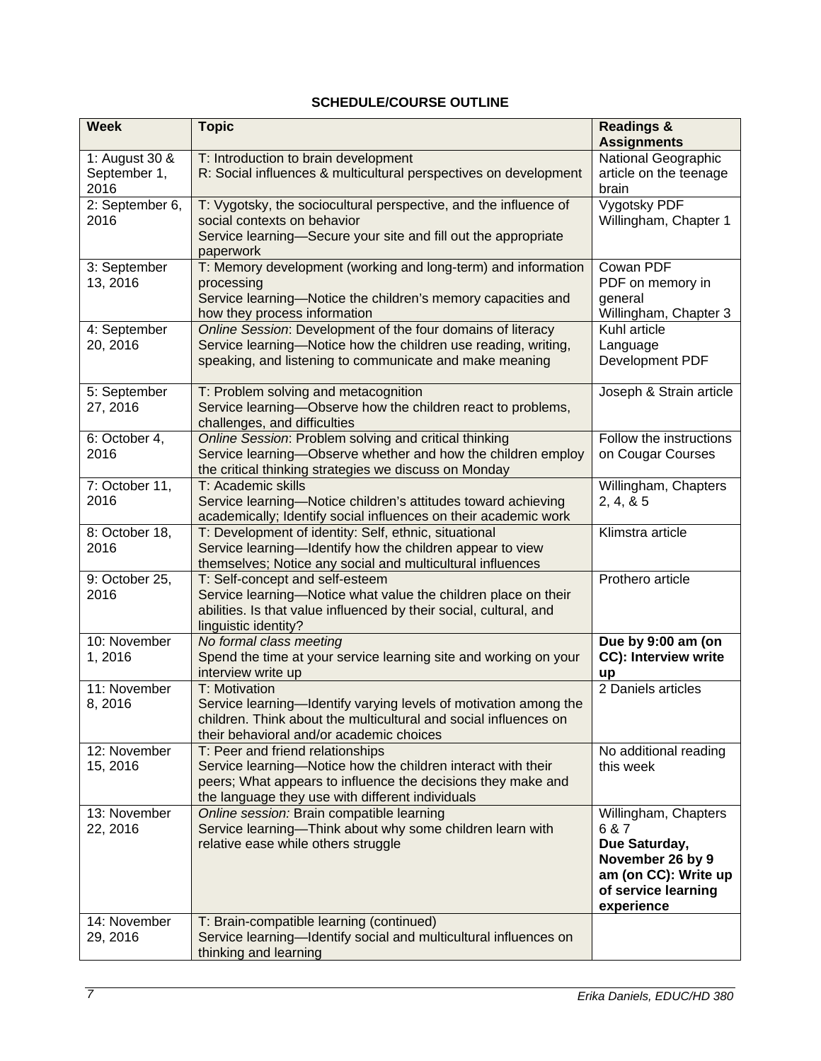**SCHEDULE/COURSE OUTLINE**

| Week | Topic | Readings & Assignments |
|---|---|---|
| 1: August 30 & September 1, 2016 | T: Introduction to brain development<br>R: Social influences & multicultural perspectives on development | National Geographic article on the teenage brain |
| 2: September 6, 2016 | T: Vygotsky, the sociocultural perspective, and the influence of social contexts on behavior<br>Service learning—Secure your site and fill out the appropriate paperwork | Vygotsky PDF<br>Willingham, Chapter 1 |
| 3: September 13, 2016 | T: Memory development (working and long-term) and information processing<br>Service learning—Notice the children's memory capacities and how they process information | Cowan PDF<br>PDF on memory in general<br>Willingham, Chapter 3 |
| 4: September 20, 2016 | *Online Session*: Development of the four domains of literacy<br>Service learning—Notice how the children use reading, writing, speaking, and listening to communicate and make meaning | Kuhl article<br>Language Development PDF |
| 5: September 27, 2016 | T: Problem solving and metacognition<br>Service learning—Observe how the children react to problems, challenges, and difficulties | Joseph & Strain article |
| 6: October 4, 2016 | *Online Session*: Problem solving and critical thinking<br>Service learning—Observe whether and how the children employ the critical thinking strategies we discuss on Monday | Follow the instructions on Cougar Courses |
| 7: October 11, 2016 | T: Academic skills<br>Service learning—Notice children's attitudes toward achieving academically; Identify social influences on their academic work | Willingham, Chapters 2, 4, & 5 |
| 8: October 18, 2016 | T: Development of identity: Self, ethnic, situational<br>Service learning—Identify how the children appear to view themselves; Notice any social and multicultural influences | Klimstra article |
| 9: October 25, 2016 | T: Self-concept and self-esteem<br>Service learning—Notice what value the children place on their abilities. Is that value influenced by their social, cultural, and linguistic identity? | Prothero article |
| 10: November 1, 2016 | *No formal class meeting*<br>Spend the time at your service learning site and working on your interview write up | **Due by 9:00 am (on CC): Interview write up** |
| 11: November 8, 2016 | T: Motivation<br>Service learning—Identify varying levels of motivation among the children. Think about the multicultural and social influences on their behavioral and/or academic choices | 2 Daniels articles |
| 12: November 15, 2016 | T: Peer and friend relationships<br>Service learning—Notice how the children interact with their peers; What appears to influence the decisions they make and the language they use with different individuals | No additional reading this week |
| 13: November 22, 2016 | *Online session:* Brain compatible learning<br>Service learning—Think about why some children learn with relative ease while others struggle | Willingham, Chapters 6 & 7<br>**Due Saturday, November 26 by 9 am (on CC): Write up of service learning experience** |
| 14: November 29, 2016 | T: Brain-compatible learning (continued)<br>Service learning—Identify social and multicultural influences on thinking and learning | |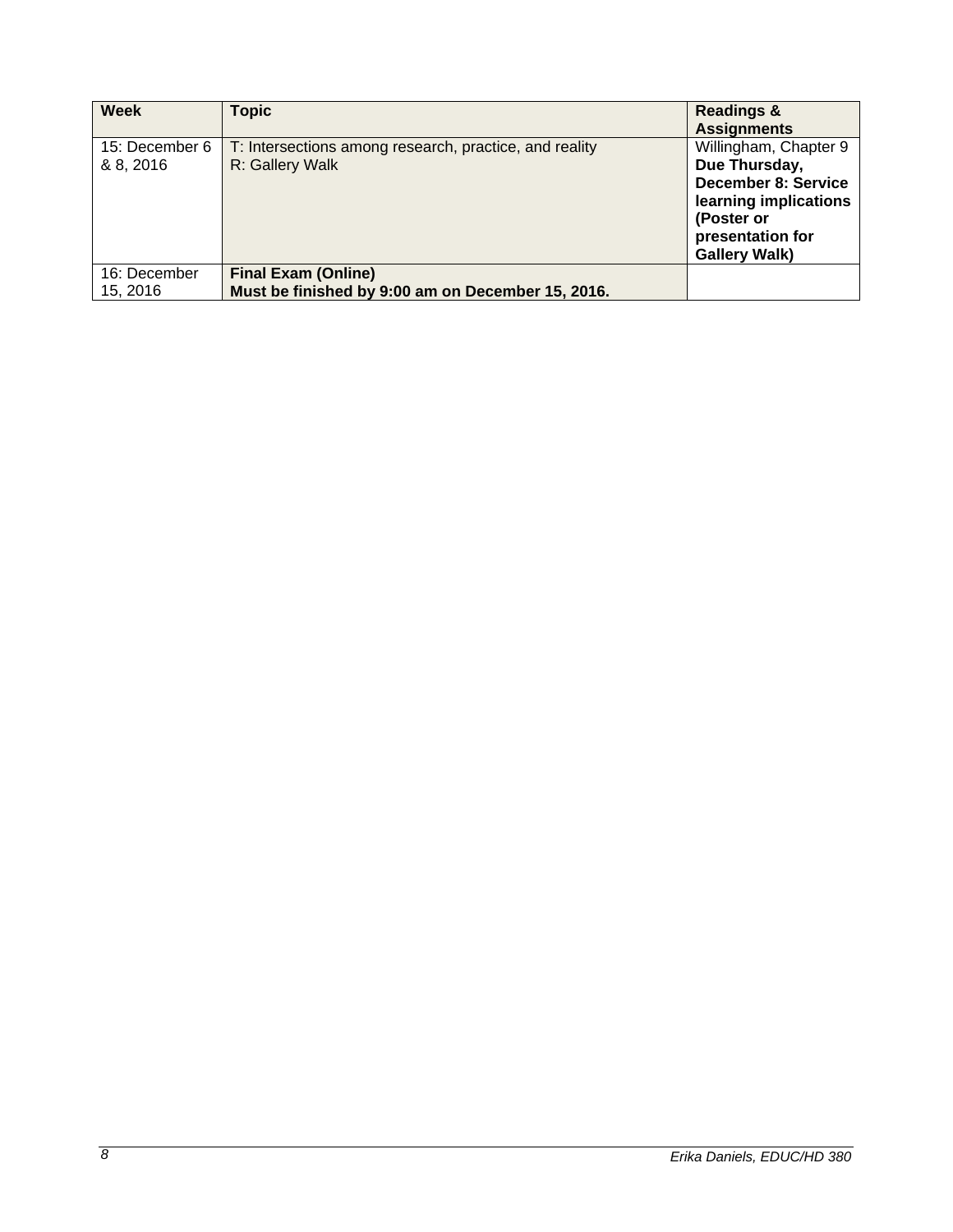| Week | Topic | Readings & Assignments |
|---|---|---|
| 15: December 6 & 8, 2016 | T: Intersections among research, practice, and reality<br>R: Gallery Walk | Willingham, Chapter 9<br>**Due Thursday, December 8: Service learning implications (Poster or presentation for Gallery Walk)** |
| 16: December 15, 2016 | **Final Exam (Online)**<br>**Must be finished by 9:00 am on December 15, 2016.** | |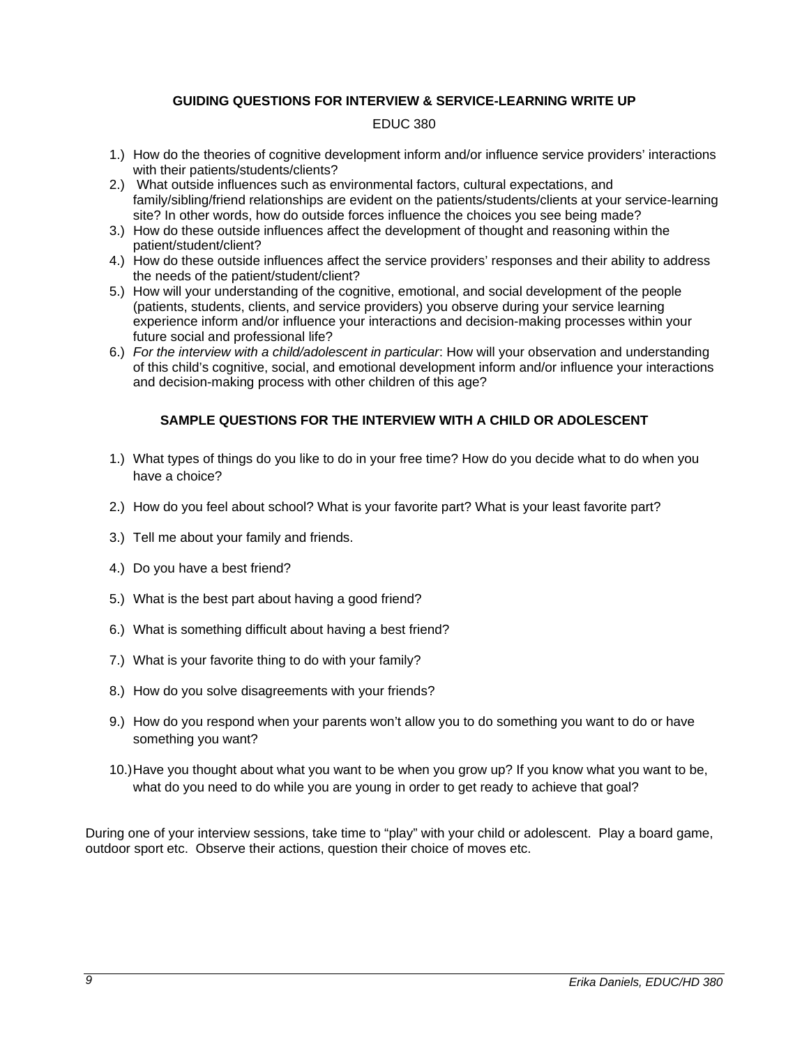### GUIDING QUESTIONS FOR INTERVIEW & SERVICE-LEARNING WRITE UP

EDUC 380

1.) How do the theories of cognitive development inform and/or influence service providers' interactions with their patients/students/clients?
2.) What outside influences such as environmental factors, cultural expectations, and family/sibling/friend relationships are evident on the patients/students/clients at your service-learning site? In other words, how do outside forces influence the choices you see being made?
3.) How do these outside influences affect the development of thought and reasoning within the patient/student/client?
4.) How do these outside influences affect the service providers' responses and their ability to address the needs of the patient/student/client?
5.) How will your understanding of the cognitive, emotional, and social development of the people (patients, students, clients, and service providers) you observe during your service learning experience inform and/or influence your interactions and decision-making processes within your future social and professional life?
6.) *For the interview with a child/adolescent in particular*: How will your observation and understanding of this child's cognitive, social, and emotional development inform and/or influence your interactions and decision-making process with other children of this age?

### SAMPLE QUESTIONS FOR THE INTERVIEW WITH A CHILD OR ADOLESCENT

1.) What types of things do you like to do in your free time? How do you decide what to do when you have a choice?

2.) How do you feel about school? What is your favorite part? What is your least favorite part?

3.) Tell me about your family and friends.

4.) Do you have a best friend?

5.) What is the best part about having a good friend?

6.) What is something difficult about having a best friend?

7.) What is your favorite thing to do with your family?

8.) How do you solve disagreements with your friends?

9.) How do you respond when your parents won't allow you to do something you want to do or have something you want?

10.) Have you thought about what you want to be when you grow up? If you know what you want to be, what do you need to do while you are young in order to get ready to achieve that goal?

During one of your interview sessions, take time to "play" with your child or adolescent. Play a board game, outdoor sport etc. Observe their actions, question their choice of moves etc.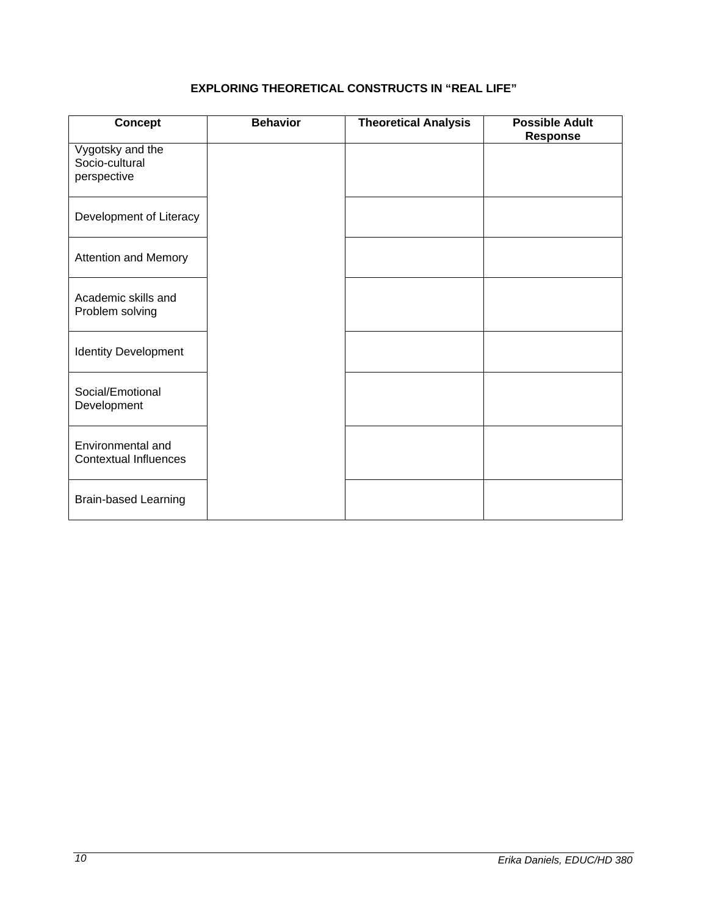**EXPLORING THEORETICAL CONSTRUCTS IN "REAL LIFE"**

| Concept | Behavior | Theoretical Analysis | Possible Adult Response |
|---|---|---|---|
| Vygotsky and the Socio-cultural perspective | | | |
| Development of Literacy | | | |
| Attention and Memory | | | |
| Academic skills and Problem solving | | | |
| Identity Development | | | |
| Social/Emotional Development | | | |
| Environmental and Contextual Influences | | | |
| Brain-based Learning | | | |